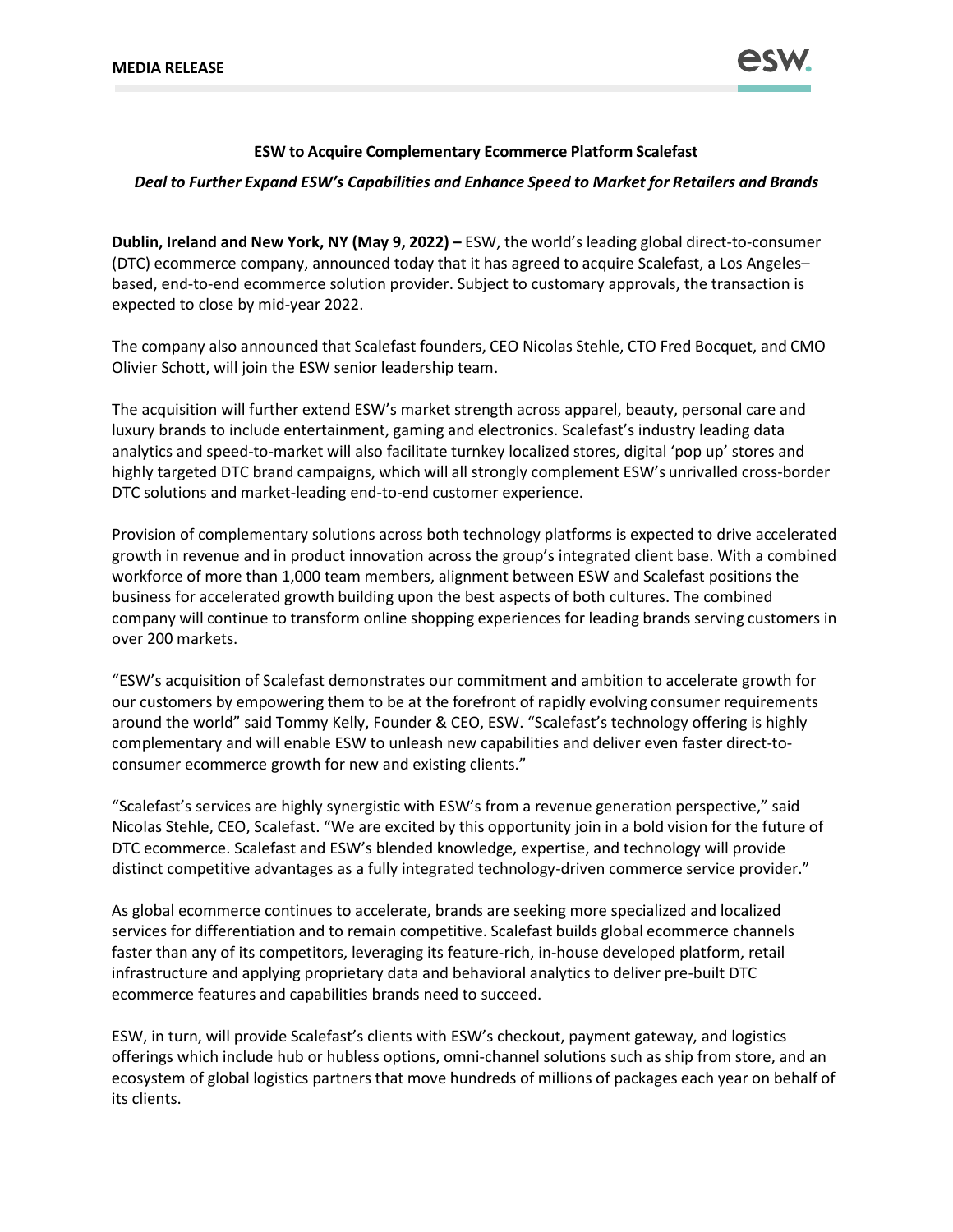**MEDIA RELEASE**

**ESW to Acquire Complementary Ecommerce Platform Scalefast**

***Deal to Further Expand ESW's Capabilities and Enhance Speed to Market for Retailers and Brands***

**Dublin, Ireland and New York, NY (May 9, 2022) –** ESW, the world's leading global direct-to-consumer (DTC) ecommerce company, announced today that it has agreed to acquire Scalefast, a Los Angeles–based, end-to-end ecommerce solution provider. Subject to customary approvals, the transaction is expected to close by mid-year 2022.

The company also announced that Scalefast founders, CEO Nicolas Stehle, CTO Fred Bocquet, and CMO Olivier Schott, will join the ESW senior leadership team.

The acquisition will further extend ESW's market strength across apparel, beauty, personal care and luxury brands to include entertainment, gaming and electronics. Scalefast's industry leading data analytics and speed-to-market will also facilitate turnkey localized stores, digital 'pop up' stores and highly targeted DTC brand campaigns, which will all strongly complement ESW's unrivalled cross-border DTC solutions and market-leading end-to-end customer experience.

Provision of complementary solutions across both technology platforms is expected to drive accelerated growth in revenue and in product innovation across the group's integrated client base. With a combined workforce of more than 1,000 team members, alignment between ESW and Scalefast positions the business for accelerated growth building upon the best aspects of both cultures. The combined company will continue to transform online shopping experiences for leading brands serving customers in over 200 markets.

"ESW's acquisition of Scalefast demonstrates our commitment and ambition to accelerate growth for our customers by empowering them to be at the forefront of rapidly evolving consumer requirements around the world" said Tommy Kelly, Founder & CEO, ESW. "Scalefast's technology offering is highly complementary and will enable ESW to unleash new capabilities and deliver even faster direct-to-consumer ecommerce growth for new and existing clients."

"Scalefast's services are highly synergistic with ESW's from a revenue generation perspective," said Nicolas Stehle, CEO, Scalefast. "We are excited by this opportunity join in a bold vision for the future of DTC ecommerce. Scalefast and ESW's blended knowledge, expertise, and technology will provide distinct competitive advantages as a fully integrated technology-driven commerce service provider."

As global ecommerce continues to accelerate, brands are seeking more specialized and localized services for differentiation and to remain competitive. Scalefast builds global ecommerce channels faster than any of its competitors, leveraging its feature-rich, in-house developed platform, retail infrastructure and applying proprietary data and behavioral analytics to deliver pre-built DTC ecommerce features and capabilities brands need to succeed.

ESW, in turn, will provide Scalefast's clients with ESW's checkout, payment gateway, and logistics offerings which include hub or hubless options, omni-channel solutions such as ship from store, and an ecosystem of global logistics partners that move hundreds of millions of packages each year on behalf of its clients.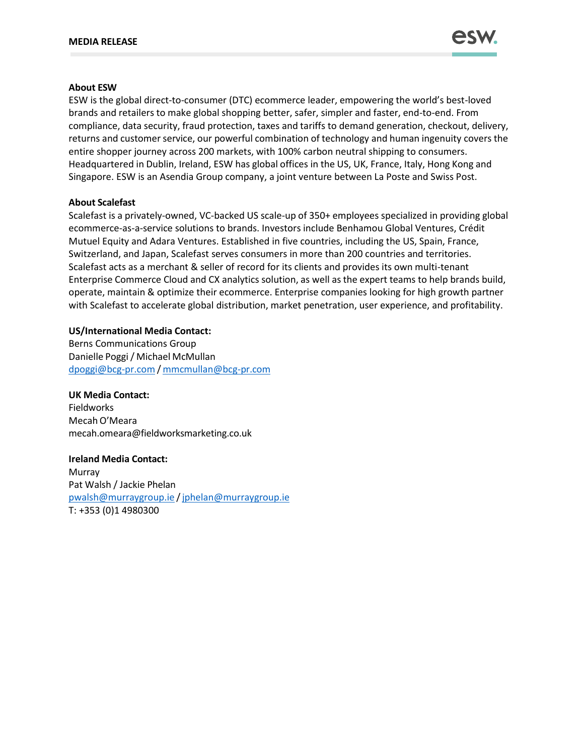**About ESW**

ESW is the global direct-to-consumer (DTC) ecommerce leader, empowering the world's best-loved brands and retailers to make global shopping better, safer, simpler and faster, end-to-end. From compliance, data security, fraud protection, taxes and tariffs to demand generation, checkout, delivery, returns and customer service, our powerful combination of technology and human ingenuity covers the entire shopper journey across 200 markets, with 100% carbon neutral shipping to consumers. Headquartered in Dublin, Ireland, ESW has global offices in the US, UK, France, Italy, Hong Kong and Singapore. ESW is an Asendia Group company, a joint venture between La Poste and Swiss Post.

**About Scalefast**

Scalefast is a privately-owned, VC-backed US scale-up of 350+ employees specialized in providing global ecommerce-as-a-service solutions to brands. Investors include Benhamou Global Ventures, Crédit Mutuel Equity and Adara Ventures. Established in five countries, including the US, Spain, France, Switzerland, and Japan, Scalefast serves consumers in more than 200 countries and territories. Scalefast acts as a merchant & seller of record for its clients and provides its own multi-tenant Enterprise Commerce Cloud and CX analytics solution, as well as the expert teams to help brands build, operate, maintain & optimize their ecommerce. Enterprise companies looking for high growth partner with Scalefast to accelerate global distribution, market penetration, user experience, and profitability.

**US/International Media Contact:**
Berns Communications Group
Danielle Poggi / Michael McMullan
dpoggi@bcg-pr.com / mmcmullan@bcg-pr.com

**UK Media Contact:**
Fieldworks
Mecah O'Meara
mecah.omeara@fieldworksmarketing.co.uk

**Ireland Media Contact:**
Murray
Pat Walsh / Jackie Phelan
pwalsh@murraygroup.ie / jphelan@murraygroup.ie
T: +353 (0)1 4980300